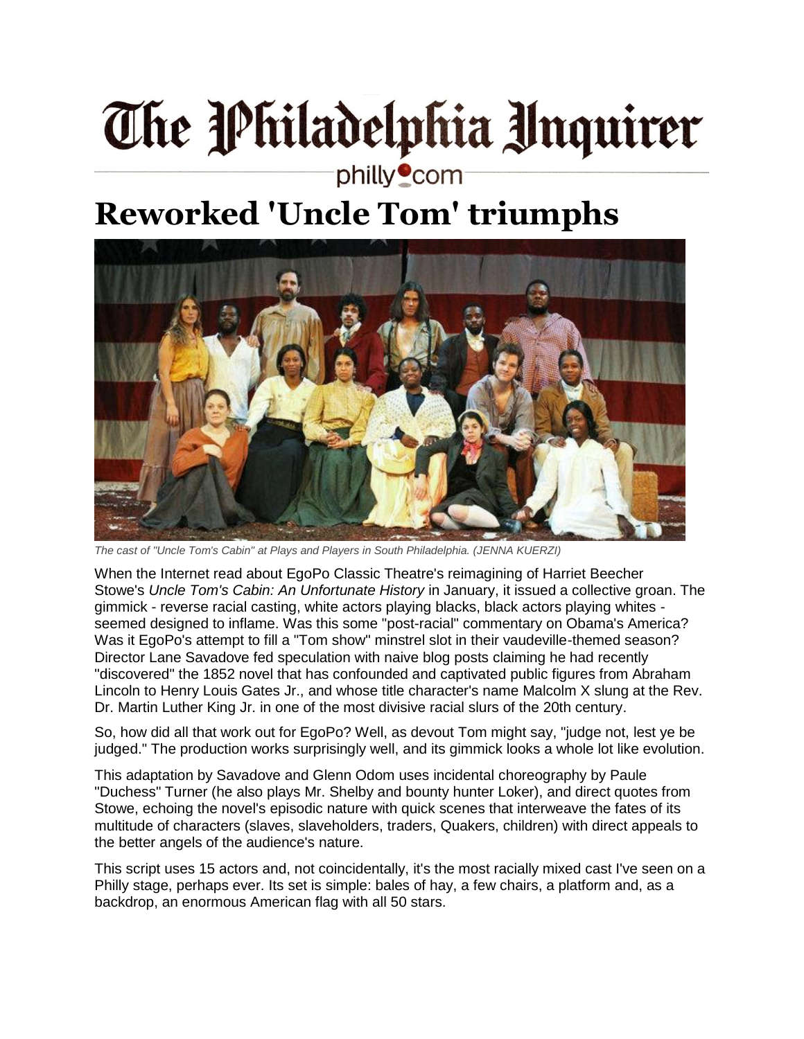# The Philadelphia Inquirer

philly.com

# Reworked 'Uncle Tom' triumphs

*The cast of "Uncle Tom's Cabin" at Plays and Players in South Philadelphia. (JENNA KUERZI)*

When the Internet read about EgoPo Classic Theatre's reimagining of Harriet Beecher Stowe's *Uncle Tom's Cabin: An Unfortunate History* in January, it issued a collective groan. The gimmick - reverse racial casting, white actors playing blacks, black actors playing whites - seemed designed to inflame. Was this some "post-racial" commentary on Obama's America? Was it EgoPo's attempt to fill a "Tom show" minstrel slot in their vaudeville-themed season? Director Lane Savadove fed speculation with naive blog posts claiming he had recently "discovered" the 1852 novel that has confounded and captivated public figures from Abraham Lincoln to Henry Louis Gates Jr., and whose title character's name Malcolm X slung at the Rev. Dr. Martin Luther King Jr. in one of the most divisive racial slurs of the 20th century.

So, how did all that work out for EgoPo? Well, as devout Tom might say, "judge not, lest ye be judged." The production works surprisingly well, and its gimmick looks a whole lot like evolution.

This adaptation by Savadove and Glenn Odom uses incidental choreography by Paule "Duchess" Turner (he also plays Mr. Shelby and bounty hunter Loker), and direct quotes from Stowe, echoing the novel's episodic nature with quick scenes that interweave the fates of its multitude of characters (slaves, slaveholders, traders, Quakers, children) with direct appeals to the better angels of the audience's nature.

This script uses 15 actors and, not coincidentally, it's the most racially mixed cast I've seen on a Philly stage, perhaps ever. Its set is simple: bales of hay, a few chairs, a platform and, as a backdrop, an enormous American flag with all 50 stars.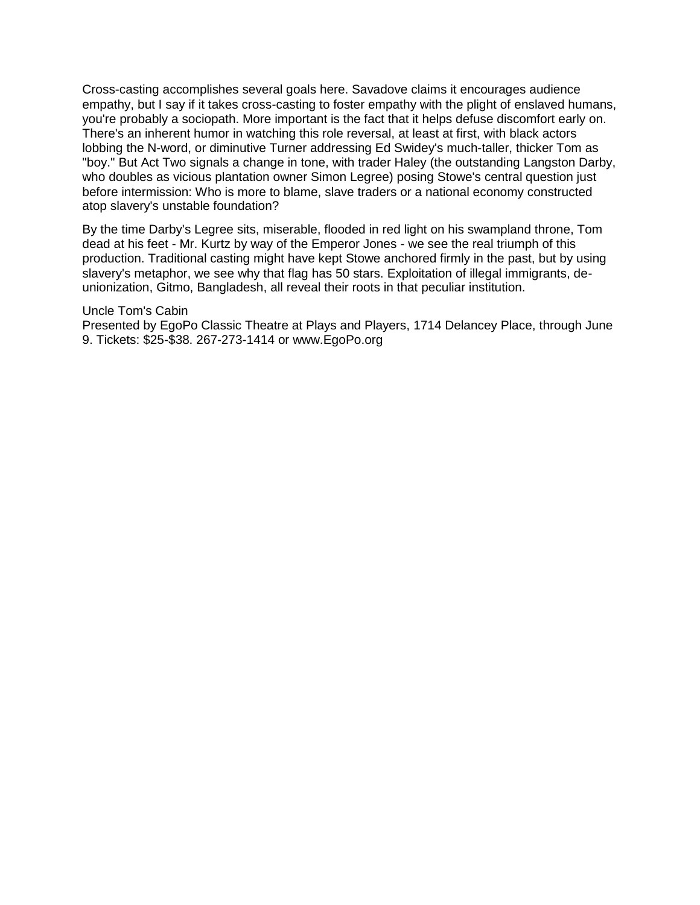Cross-casting accomplishes several goals here. Savadove claims it encourages audience empathy, but I say if it takes cross-casting to foster empathy with the plight of enslaved humans, you're probably a sociopath. More important is the fact that it helps defuse discomfort early on. There's an inherent humor in watching this role reversal, at least at first, with black actors lobbing the N-word, or diminutive Turner addressing Ed Swidey's much-taller, thicker Tom as "boy." But Act Two signals a change in tone, with trader Haley (the outstanding Langston Darby, who doubles as vicious plantation owner Simon Legree) posing Stowe's central question just before intermission: Who is more to blame, slave traders or a national economy constructed atop slavery's unstable foundation?

By the time Darby's Legree sits, miserable, flooded in red light on his swampland throne, Tom dead at his feet - Mr. Kurtz by way of the Emperor Jones - we see the real triumph of this production. Traditional casting might have kept Stowe anchored firmly in the past, but by using slavery's metaphor, we see why that flag has 50 stars. Exploitation of illegal immigrants, de-unionization, Gitmo, Bangladesh, all reveal their roots in that peculiar institution.

Uncle Tom's Cabin
Presented by EgoPo Classic Theatre at Plays and Players, 1714 Delancey Place, through June 9. Tickets: $25-$38. 267-273-1414 or www.EgoPo.org